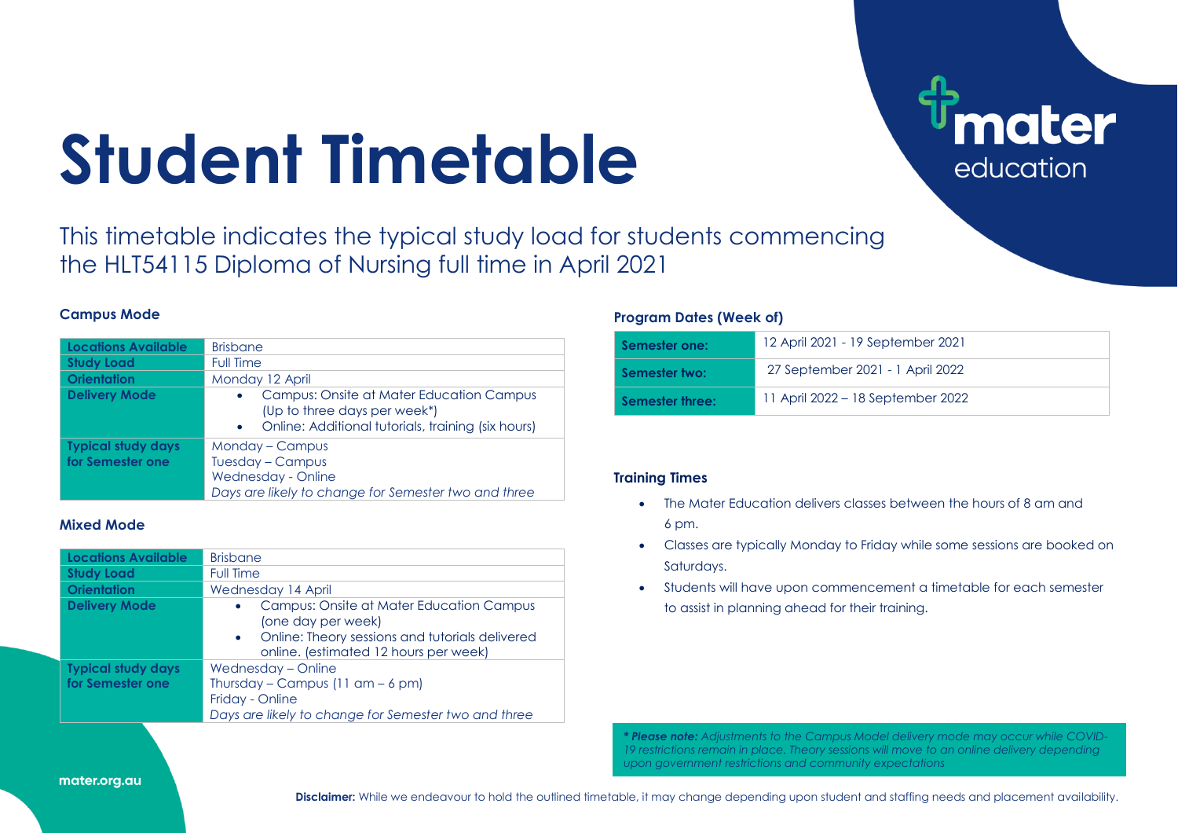# Student Timetable

mater education

This timetable indicates the typical study load for students commencing the HLT54115 Diploma of Nursing full time in April 2021

### Campus Mode

| | |
|---|---|
| **Locations Available** | Brisbane |
| **Study Load** | Full Time |
| **Orientation** | Monday 12 April |
| **Delivery Mode** | • Campus: Onsite at Mater Education Campus (Up to three days per week*)<br>• Online: Additional tutorials, training (six hours) |
| **Typical study days for Semester one** | Monday – Campus<br>Tuesday – Campus<br>Wednesday - Online<br>*Days are likely to change for Semester two and three* |

### Mixed Mode

| | |
|---|---|
| **Locations Available** | Brisbane |
| **Study Load** | Full Time |
| **Orientation** | Wednesday 14 April |
| **Delivery Mode** | • Campus: Onsite at Mater Education Campus (one day per week)<br>• Online: Theory sessions and tutorials delivered online. (estimated 12 hours per week) |
| **Typical study days for Semester one** | Wednesday – Online<br>Thursday – Campus (11 am – 6 pm)<br>Friday - Online<br>*Days are likely to change for Semester two and three* |

### Program Dates (Week of)

| | |
|---|---|
| **Semester one:** | 12 April 2021 - 19 September 2021 |
| **Semester two:** | 27 September 2021 - 1 April 2022 |
| **Semester three:** | 11 April 2022 – 18 September 2022 |

### Training Times

- The Mater Education delivers classes between the hours of 8 am and 6 pm.
- Classes are typically Monday to Friday while some sessions are booked on Saturdays.
- Students will have upon commencement a timetable for each semester to assist in planning ahead for their training.

*** Please note:** *Adjustments to the Campus Model delivery mode may occur while COVID-19 restrictions remain in place. Theory sessions will move to an online delivery depending upon government restrictions and community expectations*

mater.org.au

**Disclaimer:** While we endeavour to hold the outlined timetable, it may change depending upon student and staffing needs and placement availability.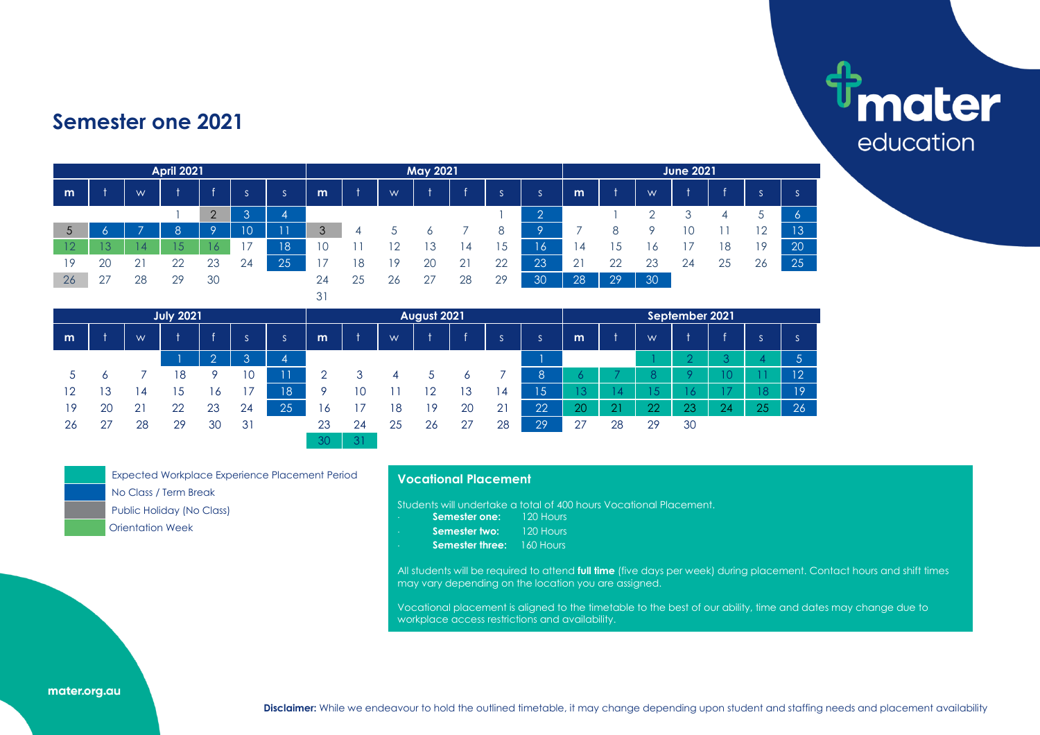## Semester one 2021

mater education

| April 2021 | | | | | | | May 2021 | | | | | | | June 2021 | | | | | | |
|---|---|---|---|---|---|---|---|---|---|---|---|---|---|---|---|---|---|---|---|---|
| m | t | w | t | f | s | s | m | t | w | t | f | s | s | m | t | w | t | f | s | s |
| | | | 1 | 2 | 3 | 4 | | | | | | 1 | 2 | | 1 | 2 | 3 | 4 | 5 | 6 |
| 5 | 6 | 7 | 8 | 9 | 10 | 11 | 3 | 4 | 5 | 6 | 7 | 8 | 9 | 7 | 8 | 9 | 10 | 11 | 12 | 13 |
| 12 | 13 | 14 | 15 | 16 | 17 | 18 | 10 | 11 | 12 | 13 | 14 | 15 | 16 | 14 | 15 | 16 | 17 | 18 | 19 | 20 |
| 19 | 20 | 21 | 22 | 23 | 24 | 25 | 17 | 18 | 19 | 20 | 21 | 22 | 23 | 21 | 22 | 23 | 24 | 25 | 26 | 25 |
| 26 | 27 | 28 | 29 | 30 | | | 24 | 25 | 26 | 27 | 28 | 29 | 30 | 28 | 29 | 30 | | | | |
| | | | | | | | 31 | | | | | | | | | | | | | |

| July 2021 | | | | | | | August 2021 | | | | | | | September 2021 | | | | | | |
|---|---|---|---|---|---|---|---|---|---|---|---|---|---|---|---|---|---|---|---|---|
| m | t | w | t | f | s | s | m | t | w | t | f | s | s | m | t | w | t | f | s | s |
| | | | 1 | 2 | 3 | 4 | | | | | | | 1 | | | 1 | 2 | 3 | 4 | 5 |
| 5 | 6 | 7 | 18 | 9 | 10 | 11 | 2 | 3 | 4 | 5 | 6 | 7 | 8 | 6 | 7 | 8 | 9 | 10 | 11 | 12 |
| 12 | 13 | 14 | 15 | 16 | 17 | 18 | 9 | 10 | 11 | 12 | 13 | 14 | 15 | 13 | 14 | 15 | 16 | 17 | 18 | 19 |
| 19 | 20 | 21 | 22 | 23 | 24 | 25 | 16 | 17 | 18 | 19 | 20 | 21 | 22 | 20 | 21 | 22 | 23 | 24 | 25 | 26 |
| 26 | 27 | 28 | 29 | 30 | 31 | | 23 | 24 | 25 | 26 | 27 | 28 | 29 | 27 | 28 | 29 | 30 | | | |
| | | | | | | | 30 | 31 | | | | | | | | | | | | |

- Expected Workplace Experience Placement Period
- No Class / Term Break
- Public Holiday (No Class)
- Orientation Week

### Vocational Placement

Students will undertake a total of 400 hours Vocational Placement.

- **Semester one:** 120 Hours
- **Semester two:** 120 Hours
- **Semester three:** 160 Hours

All students will be required to attend **full time** (five days per week) during placement. Contact hours and shift times may vary depending on the location you are assigned.

Vocational placement is aligned to the timetable to the best of our ability, time and dates may change due to workplace access restrictions and availability.

mater.org.au

**Disclaimer:** While we endeavour to hold the outlined timetable, it may change depending upon student and staffing needs and placement availability